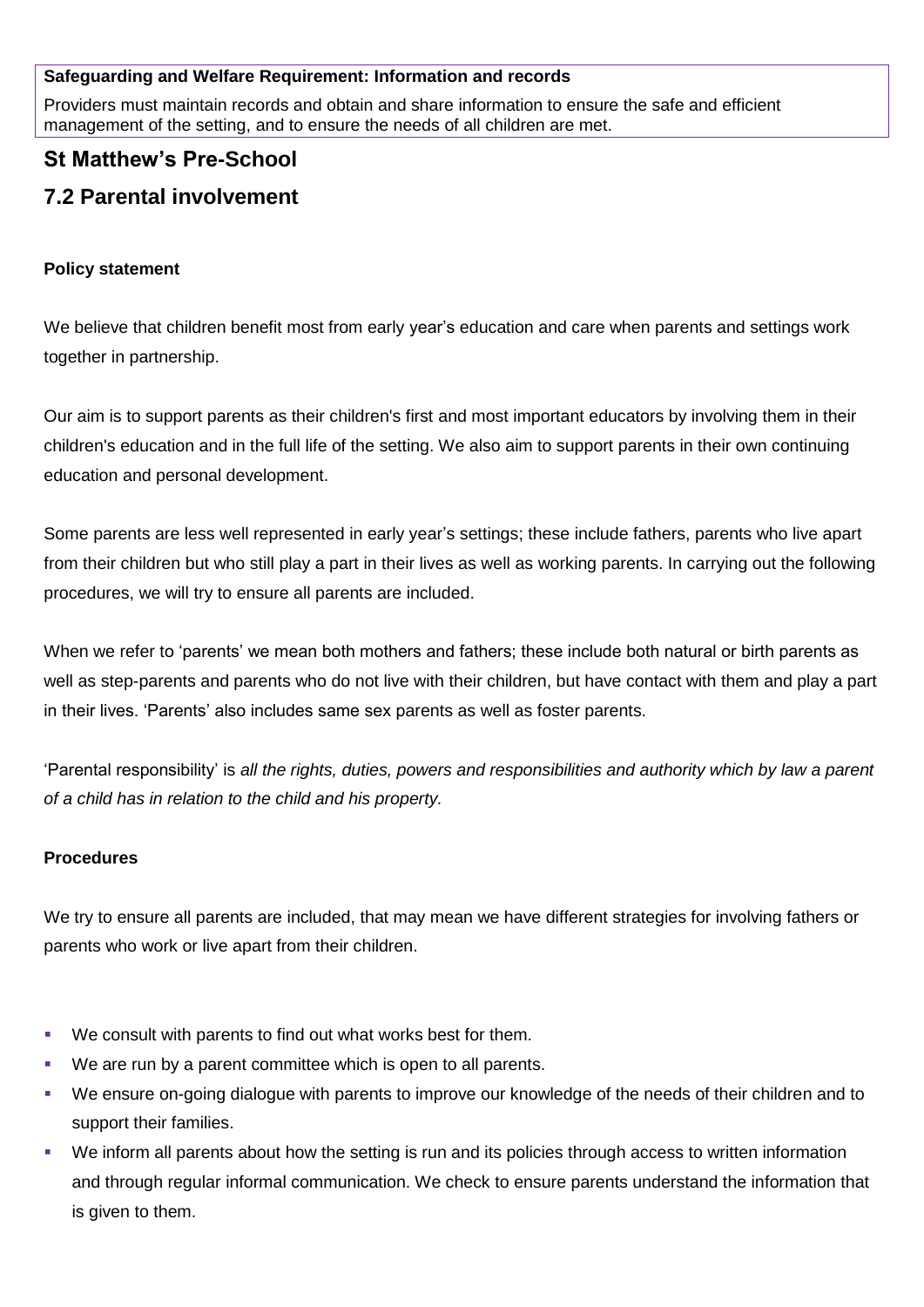**Safeguarding and Welfare Requirement: Information and records**

Providers must maintain records and obtain and share information to ensure the safe and efficient management of the setting, and to ensure the needs of all children are met.

# St Matthew's Pre-School

## 7.2 Parental involvement

**Policy statement**

We believe that children benefit most from early year's education and care when parents and settings work together in partnership.

Our aim is to support parents as their children's first and most important educators by involving them in their children's education and in the full life of the setting. We also aim to support parents in their own continuing education and personal development.

Some parents are less well represented in early year's settings; these include fathers, parents who live apart from their children but who still play a part in their lives as well as working parents. In carrying out the following procedures, we will try to ensure all parents are included.

When we refer to 'parents' we mean both mothers and fathers; these include both natural or birth parents as well as step-parents and parents who do not live with their children, but have contact with them and play a part in their lives. 'Parents' also includes same sex parents as well as foster parents.

'Parental responsibility' is *all the rights, duties, powers and responsibilities and authority which by law a parent of a child has in relation to the child and his property.*

**Procedures**

We try to ensure all parents are included, that may mean we have different strategies for involving fathers or parents who work or live apart from their children.

- We consult with parents to find out what works best for them.
- We are run by a parent committee which is open to all parents.
- We ensure on-going dialogue with parents to improve our knowledge of the needs of their children and to support their families.
- We inform all parents about how the setting is run and its policies through access to written information and through regular informal communication. We check to ensure parents understand the information that is given to them.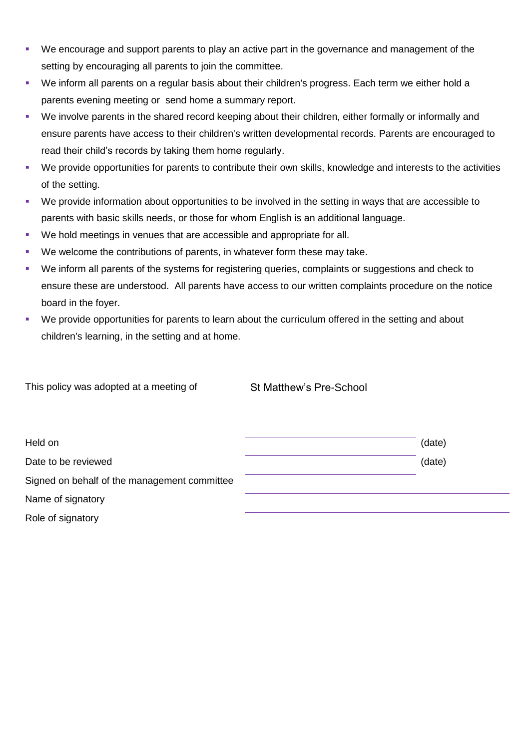- We encourage and support parents to play an active part in the governance and management of the setting by encouraging all parents to join the committee.
- We inform all parents on a regular basis about their children's progress. Each term we either hold a parents evening meeting or  send home a summary report.
- We involve parents in the shared record keeping about their children, either formally or informally and ensure parents have access to their children's written developmental records. Parents are encouraged to read their child's records by taking them home regularly.
- We provide opportunities for parents to contribute their own skills, knowledge and interests to the activities of the setting.
- We provide information about opportunities to be involved in the setting in ways that are accessible to parents with basic skills needs, or those for whom English is an additional language.
- We hold meetings in venues that are accessible and appropriate for all.
- We welcome the contributions of parents, in whatever form these may take.
- We inform all parents of the systems for registering queries, complaints or suggestions and check to ensure these are understood.  All parents have access to our written complaints procedure on the notice board in the foyer.
- We provide opportunities for parents to learn about the curriculum offered in the setting and about children's learning, in the setting and at home.

| | | |
|---|---|---|
| This policy was adopted at a meeting of | St Matthew's Pre-School | |
| Held on | | (date) |
| Date to be reviewed | | (date) |
| Signed on behalf of the management committee | | |
| Name of signatory | | |
| Role of signatory | | |